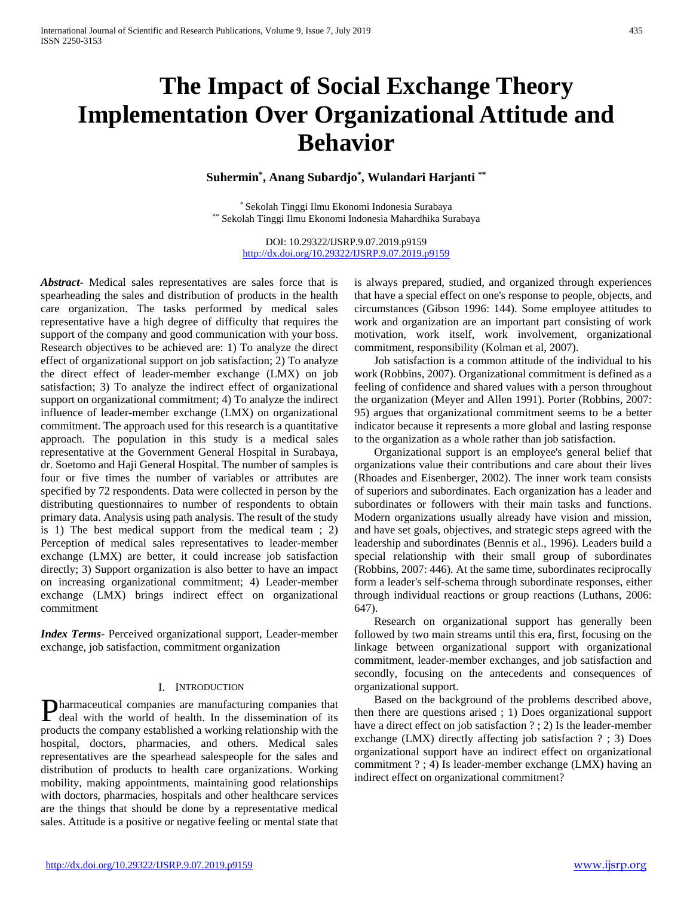# The Impact of Social Exchange Theory Implementation Over Organizational Attitude and Behavior

**Suhermin[*], Anang Subardjo[*], Wulandari Harjanti[**]**

[*] Sekolah Tinggi Ilmu Ekonomi Indonesia Surabaya
[**] Sekolah Tinggi Ilmu Ekonomi Indonesia Mahardhika Surabaya

DOI: 10.29322/IJSRP.9.07.2019.p9159
http://dx.doi.org/10.29322/IJSRP.9.07.2019.p9159

***Abstract***- Medical sales representatives are sales force that is spearheading the sales and distribution of products in the health care organization. The tasks performed by medical sales representative have a high degree of difficulty that requires the support of the company and good communication with your boss. Research objectives to be achieved are: 1) To analyze the direct effect of organizational support on job satisfaction; 2) To analyze the direct effect of leader-member exchange (LMX) on job satisfaction; 3) To analyze the indirect effect of organizational support on organizational commitment; 4) To analyze the indirect influence of leader-member exchange (LMX) on organizational commitment. The approach used for this research is a quantitative approach. The population in this study is a medical sales representative at the Government General Hospital in Surabaya, dr. Soetomo and Haji General Hospital. The number of samples is four or five times the number of variables or attributes are specified by 72 respondents. Data were collected in person by the distributing questionnaires to number of respondents to obtain primary data. Analysis using path analysis. The result of the study is 1) The best medical support from the medical team ; 2) Perception of medical sales representatives to leader-member exchange (LMX) are better, it could increase job satisfaction directly; 3) Support organization is also better to have an impact on increasing organizational commitment; 4) Leader-member exchange (LMX) brings indirect effect on organizational commitment

***Index Terms***- Perceived organizational support, Leader-member exchange, job satisfaction, commitment organization

## I. Introduction

Pharmaceutical companies are manufacturing companies that deal with the world of health. In the dissemination of its products the company established a working relationship with the hospital, doctors, pharmacies, and others. Medical sales representatives are the spearhead salespeople for the sales and distribution of products to health care organizations. Working mobility, making appointments, maintaining good relationships with doctors, pharmacies, hospitals and other healthcare services are the things that should be done by a representative medical sales. Attitude is a positive or negative feeling or mental state that is always prepared, studied, and organized through experiences that have a special effect on one's response to people, objects, and circumstances (Gibson 1996: 144). Some employee attitudes to work and organization are an important part consisting of work motivation, work itself, work involvement, organizational commitment, responsibility (Kolman et al, 2007).

Job satisfaction is a common attitude of the individual to his work (Robbins, 2007). Organizational commitment is defined as a feeling of confidence and shared values with a person throughout the organization (Meyer and Allen 1991). Porter (Robbins, 2007: 95) argues that organizational commitment seems to be a better indicator because it represents a more global and lasting response to the organization as a whole rather than job satisfaction.

Organizational support is an employee's general belief that organizations value their contributions and care about their lives (Rhoades and Eisenberger, 2002). The inner work team consists of superiors and subordinates. Each organization has a leader and subordinates or followers with their main tasks and functions. Modern organizations usually already have vision and mission, and have set goals, objectives, and strategic steps agreed with the leadership and subordinates (Bennis et al., 1996). Leaders build a special relationship with their small group of subordinates (Robbins, 2007: 446). At the same time, subordinates reciprocally form a leader's self-schema through subordinate responses, either through individual reactions or group reactions (Luthans, 2006: 647).

Research on organizational support has generally been followed by two main streams until this era, first, focusing on the linkage between organizational support with organizational commitment, leader-member exchanges, and job satisfaction and secondly, focusing on the antecedents and consequences of organizational support.

Based on the background of the problems described above, then there are questions arised ; 1) Does organizational support have a direct effect on job satisfaction ? ; 2) Is the leader-member exchange (LMX) directly affecting job satisfaction ? ; 3) Does organizational support have an indirect effect on organizational commitment ? ; 4) Is leader-member exchange (LMX) having an indirect effect on organizational commitment?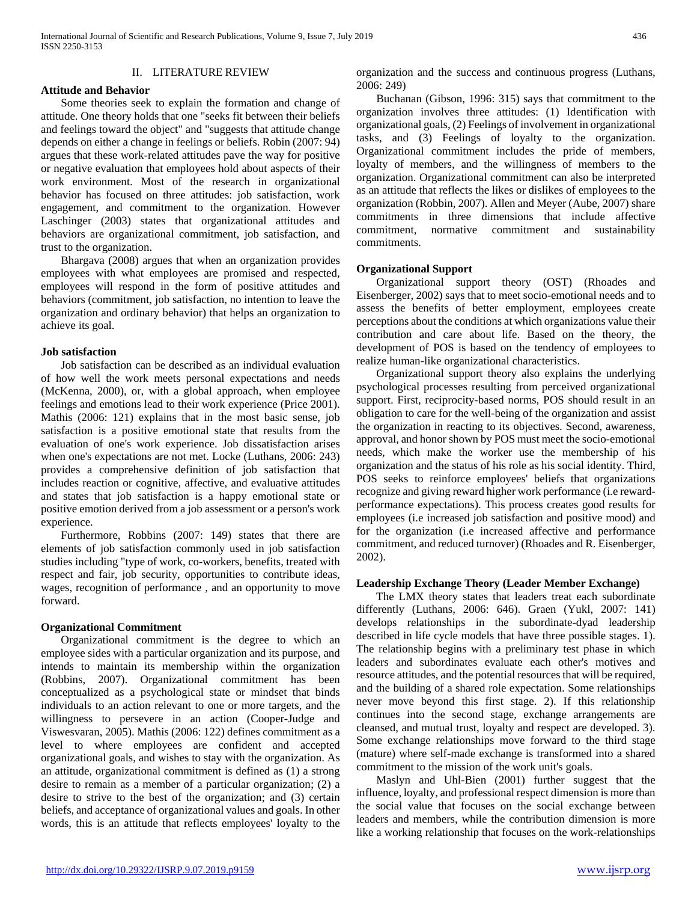## II. LITERATURE REVIEW

### Attitude and Behavior

Some theories seek to explain the formation and change of attitude. One theory holds that one "seeks fit between their beliefs and feelings toward the object" and "suggests that attitude change depends on either a change in feelings or beliefs. Robin (2007: 94) argues that these work-related attitudes pave the way for positive or negative evaluation that employees hold about aspects of their work environment. Most of the research in organizational behavior has focused on three attitudes: job satisfaction, work engagement, and commitment to the organization. However Laschinger (2003) states that organizational attitudes and behaviors are organizational commitment, job satisfaction, and trust to the organization.

Bhargava (2008) argues that when an organization provides employees with what employees are promised and respected, employees will respond in the form of positive attitudes and behaviors (commitment, job satisfaction, no intention to leave the organization and ordinary behavior) that helps an organization to achieve its goal.

### Job satisfaction

Job satisfaction can be described as an individual evaluation of how well the work meets personal expectations and needs (McKenna, 2000), or, with a global approach, when employee feelings and emotions lead to their work experience (Price 2001). Mathis (2006: 121) explains that in the most basic sense, job satisfaction is a positive emotional state that results from the evaluation of one's work experience. Job dissatisfaction arises when one's expectations are not met. Locke (Luthans, 2006: 243) provides a comprehensive definition of job satisfaction that includes reaction or cognitive, affective, and evaluative attitudes and states that job satisfaction is a happy emotional state or positive emotion derived from a job assessment or a person's work experience.

Furthermore, Robbins (2007: 149) states that there are elements of job satisfaction commonly used in job satisfaction studies including "type of work, co-workers, benefits, treated with respect and fair, job security, opportunities to contribute ideas, wages, recognition of performance , and an opportunity to move forward.

### Organizational Commitment

Organizational commitment is the degree to which an employee sides with a particular organization and its purpose, and intends to maintain its membership within the organization (Robbins, 2007). Organizational commitment has been conceptualized as a psychological state or mindset that binds individuals to an action relevant to one or more targets, and the willingness to persevere in an action (Cooper-Judge and Viswesvaran, 2005). Mathis (2006: 122) defines commitment as a level to where employees are confident and accepted organizational goals, and wishes to stay with the organization. As an attitude, organizational commitment is defined as (1) a strong desire to remain as a member of a particular organization; (2) a desire to strive to the best of the organization; and (3) certain beliefs, and acceptance of organizational values and goals. In other words, this is an attitude that reflects employees' loyalty to the organization and the success and continuous progress (Luthans, 2006: 249)

Buchanan (Gibson, 1996: 315) says that commitment to the organization involves three attitudes: (1) Identification with organizational goals, (2) Feelings of involvement in organizational tasks, and (3) Feelings of loyalty to the organization. Organizational commitment includes the pride of members, loyalty of members, and the willingness of members to the organization. Organizational commitment can also be interpreted as an attitude that reflects the likes or dislikes of employees to the organization (Robbin, 2007). Allen and Meyer (Aube, 2007) share commitments in three dimensions that include affective commitment, normative commitment and sustainability commitments.

### Organizational Support

Organizational support theory (OST) (Rhoades and Eisenberger, 2002) says that to meet socio-emotional needs and to assess the benefits of better employment, employees create perceptions about the conditions at which organizations value their contribution and care about life. Based on the theory, the development of POS is based on the tendency of employees to realize human-like organizational characteristics.

Organizational support theory also explains the underlying psychological processes resulting from perceived organizational support. First, reciprocity-based norms, POS should result in an obligation to care for the well-being of the organization and assist the organization in reacting to its objectives. Second, awareness, approval, and honor shown by POS must meet the socio-emotional needs, which make the worker use the membership of his organization and the status of his role as his social identity. Third, POS seeks to reinforce employees' beliefs that organizations recognize and giving reward higher work performance (i.e reward-performance expectations). This process creates good results for employees (i.e increased job satisfaction and positive mood) and for the organization (i.e increased affective and performance commitment, and reduced turnover) (Rhoades and R. Eisenberger, 2002).

### Leadership Exchange Theory (Leader Member Exchange)

The LMX theory states that leaders treat each subordinate differently (Luthans, 2006: 646). Graen (Yukl, 2007: 141) develops relationships in the subordinate-dyad leadership described in life cycle models that have three possible stages. 1). The relationship begins with a preliminary test phase in which leaders and subordinates evaluate each other's motives and resource attitudes, and the potential resources that will be required, and the building of a shared role expectation. Some relationships never move beyond this first stage. 2). If this relationship continues into the second stage, exchange arrangements are cleansed, and mutual trust, loyalty and respect are developed. 3). Some exchange relationships move forward to the third stage (mature) where self-made exchange is transformed into a shared commitment to the mission of the work unit's goals.

Maslyn and Uhl-Bien (2001) further suggest that the influence, loyalty, and professional respect dimension is more than the social value that focuses on the social exchange between leaders and members, while the contribution dimension is more like a working relationship that focuses on the work-relationships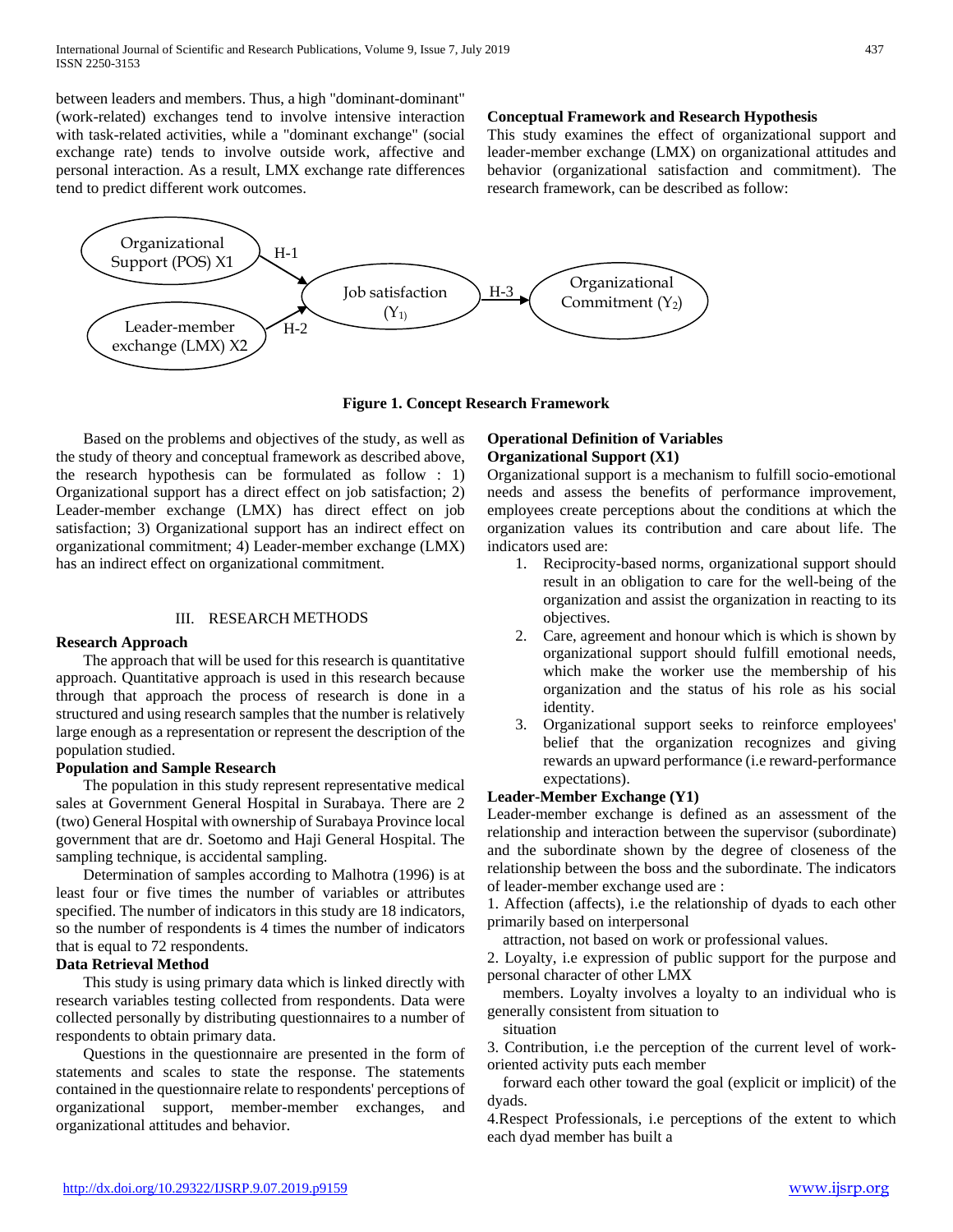between leaders and members. Thus, a high "dominant-dominant" (work-related) exchanges tend to involve intensive interaction with task-related activities, while a "dominant exchange" (social exchange rate) tends to involve outside work, affective and personal interaction. As a result, LMX exchange rate differences tend to predict different work outcomes.

**Conceptual Framework and Research Hypothesis**

This study examines the effect of organizational support and leader-member exchange (LMX) on organizational attitudes and behavior (organizational satisfaction and commitment). The research framework, can be described as follow:

Organizational Support (POS) X1 —H-1→ Job satisfaction ($Y_1$) —H-3→ Organizational Commitment ($Y_2$)

Leader-member exchange (LMX) X2 —H-2→ Job satisfaction ($Y_1$)

**Figure 1. Concept Research Framework**

Based on the problems and objectives of the study, as well as the study of theory and conceptual framework as described above, the research hypothesis can be formulated as follow : 1) Organizational support has a direct effect on job satisfaction; 2) Leader-member exchange (LMX) has direct effect on job satisfaction; 3) Organizational support has an indirect effect on organizational commitment; 4) Leader-member exchange (LMX) has an indirect effect on organizational commitment.

## III. RESEARCH METHODS

**Research Approach**

The approach that will be used for this research is quantitative approach. Quantitative approach is used in this research because through that approach the process of research is done in a structured and using research samples that the number is relatively large enough as a representation or represent the description of the population studied.

**Population and Sample Research**

The population in this study represent representative medical sales at Government General Hospital in Surabaya. There are 2 (two) General Hospital with ownership of Surabaya Province local government that are dr. Soetomo and Haji General Hospital. The sampling technique, is accidental sampling.

Determination of samples according to Malhotra (1996) is at least four or five times the number of variables or attributes specified. The number of indicators in this study are 18 indicators, so the number of respondents is 4 times the number of indicators that is equal to 72 respondents.

**Data Retrieval Method**

This study is using primary data which is linked directly with research variables testing collected from respondents. Data were collected personally by distributing questionnaires to a number of respondents to obtain primary data.

Questions in the questionnaire are presented in the form of statements and scales to state the response. The statements contained in the questionnaire relate to respondents' perceptions of organizational support, member-member exchanges, and organizational attitudes and behavior.

**Operational Definition of Variables**

**Organizational Support (X1)**

Organizational support is a mechanism to fulfill socio-emotional needs and assess the benefits of performance improvement, employees create perceptions about the conditions at which the organization values its contribution and care about life. The indicators used are:

1. Reciprocity-based norms, organizational support should result in an obligation to care for the well-being of the organization and assist the organization in reacting to its objectives.
2. Care, agreement and honour which is which is shown by organizational support should fulfill emotional needs, which make the worker use the membership of his organization and the status of his role as his social identity.
3. Organizational support seeks to reinforce employees' belief that the organization recognizes and giving rewards an upward performance (i.e reward-performance expectations).

**Leader-Member Exchange (Y1)**

Leader-member exchange is defined as an assessment of the relationship and interaction between the supervisor (subordinate) and the subordinate shown by the degree of closeness of the relationship between the boss and the subordinate. The indicators of leader-member exchange used are :

1. Affection (affects), i.e the relationship of dyads to each other primarily based on interpersonal attraction, not based on work or professional values.
2. Loyalty, i.e expression of public support for the purpose and personal character of other LMX members. Loyalty involves a loyalty to an individual who is generally consistent from situation to situation
3. Contribution, i.e the perception of the current level of work-oriented activity puts each member forward each other toward the goal (explicit or implicit) of the dyads.
4. Respect Professionals, i.e perceptions of the extent to which each dyad member has built a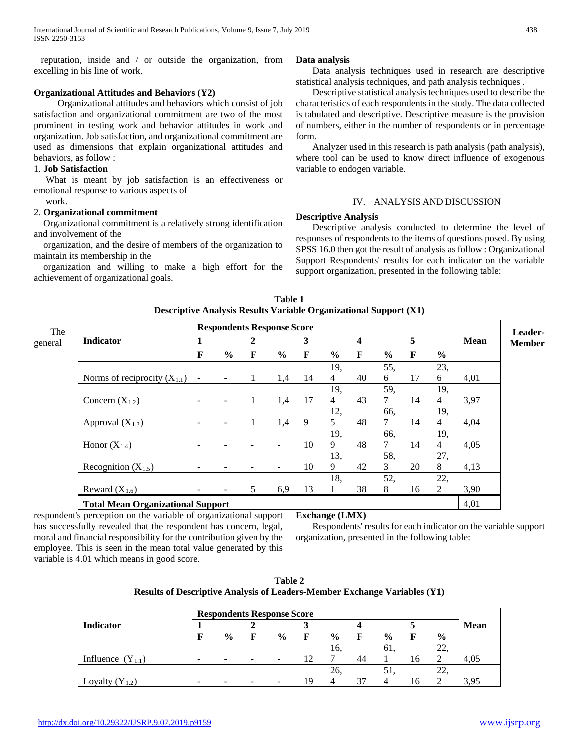reputation, inside and / or outside the organization, from excelling in his line of work.

**Organizational Attitudes and Behaviors (Y2)**

Organizational attitudes and behaviors which consist of job satisfaction and organizational commitment are two of the most prominent in testing work and behavior attitudes in work and organization. Job satisfaction, and organizational commitment are used as dimensions that explain organizational attitudes and behaviors, as follow :

1. **Job Satisfaction**

What is meant by job satisfaction is an effectiveness or emotional response to various aspects of work.

2. **Organizational commitment**

Organizational commitment is a relatively strong identification and involvement of the organization, and the desire of members of the organization to maintain its membership in the organization and willing to make a high effort for the achievement of organizational goals.

**Data analysis**

Data analysis techniques used in research are descriptive statistical analysis techniques, and path analysis techniques .

Descriptive statistical analysis techniques used to describe the characteristics of each respondents in the study. The data collected is tabulated and descriptive. Descriptive measure is the provision of numbers, either in the number of respondents or in percentage form.

Analyzer used in this research is path analysis (path analysis), where tool can be used to know direct influence of exogenous variable to endogen variable.

## IV. ANALYSIS AND DISCUSSION

**Descriptive Analysis**

Descriptive analysis conducted to determine the level of responses of respondents to the items of questions posed. By using SPSS 16.0 then got the result of analysis as follow : Organizational Support Respondents' results for each indicator on the variable support organization, presented in the following table:

**Table 1**
**Descriptive Analysis Results Variable Organizational Support (X1)**

| Indicator | Respondents Response Score | | | | | | | | | | Mean |
|---|---|---|---|---|---|---|---|---|---|---|---|
| | 1 | | 2 | | 3 | | 4 | | 5 | | |
| | F | % | F | % | F | % | F | % | F | % | |
| Norms of reciprocity ($X_{1.1}$) | - | - | 1 | 1,4 | 14 | 19,4 | 40 | 55,6 | 17 | 23,6 | 4,01 |
| Concern ($X_{1.2}$) | - | - | 1 | 1,4 | 17 | 19,4 | 43 | 59,7 | 14 | 19,4 | 3,97 |
| Approval ($X_{1.3}$) | - | - | 1 | 1,4 | 9 | 12,5 | 48 | 66,7 | 14 | 19,4 | 4,04 |
| Honor ($X_{1.4}$) | - | - | - | - | 10 | 19,9 | 48 | 66,7 | 14 | 19,4 | 4,05 |
| Recognition ($X_{1.5}$) | - | - | - | - | 10 | 13,9 | 42 | 58,3 | 20 | 27,8 | 4,13 |
| Reward ($X_{1.6}$) | - | - | 5 | 6,9 | 13 | 18,1 | 38 | 52,8 | 16 | 22,2 | 3,90 |
| **Total Mean Organizational Support** | | | | | | | | | | | 4,01 |

The general respondent's perception on the variable of organizational support has successfully revealed that the respondent has concern, legal, moral and financial responsibility for the contribution given by the employee. This is seen in the mean total value generated by this variable is 4.01 which means in good score.

**Leader-Member Exchange (LMX)**

Respondents' results for each indicator on the variable support organization, presented in the following table:

**Table 2**
**Results of Descriptive Analysis of Leaders-Member Exchange Variables (Y1)**

| Indicator | Respondents Response Score | | | | | | | | | | Mean |
|---|---|---|---|---|---|---|---|---|---|---|---|
| | 1 | | 2 | | 3 | | 4 | | 5 | | |
| | F | % | F | % | F | % | F | % | F | % | |
| Influence ($Y_{1.1}$) | - | - | - | - | 12 | 16,7 | 44 | 61,1 | 16 | 22,2 | 4,05 |
| Loyalty ($Y_{1.2}$) | - | - | - | - | 19 | 26,4 | 37 | 51,4 | 16 | 22,2 | 3,95 |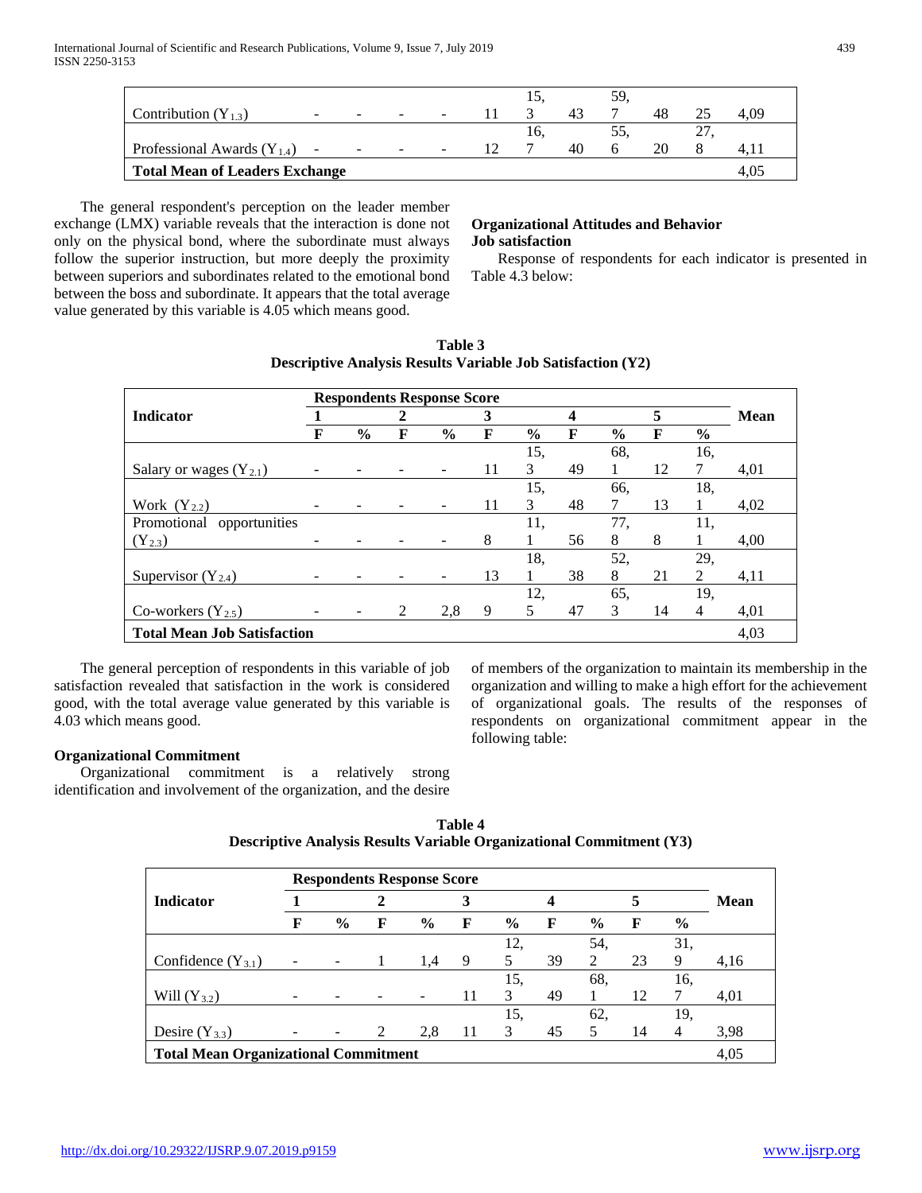| | | | | | | | | | | | |
|---|---|---|---|---|---|---|---|---|---|---|---|
| Contribution ($Y_{1.3}$) | - | - | - | - | 11 | 15,3 | 43 | 59,7 | 48 | 25 | 4,09 |
| Professional Awards ($Y_{1.4}$) | - | - | - | - | 12 | 16,7 | 40 | 55,6 | 20 | 27,8 | 4,11 |
| **Total Mean of Leaders Exchange** | | | | | | | | | | | 4,05 |

The general respondent's perception on the leader member exchange (LMX) variable reveals that the interaction is done not only on the physical bond, where the subordinate must always follow the superior instruction, but more deeply the proximity between superiors and subordinates related to the emotional bond between the boss and subordinate. It appears that the total average value generated by this variable is 4.05 which means good.

**Organizational Attitudes and Behavior**
**Job satisfaction**

Response of respondents for each indicator is presented in Table 4.3 below:

**Table 3**
**Descriptive Analysis Results Variable Job Satisfaction (Y2)**

| Indicator | Respondents Response Score | | | | | | | | | | Mean |
|---|---|---|---|---|---|---|---|---|---|---|---|
| | 1 | | 2 | | 3 | | 4 | | 5 | | |
| | F | % | F | % | F | % | F | % | F | % | |
| Salary or wages ($Y_{2.1}$) | - | - | - | - | 11 | 15,3 | 49 | 68,1 | 12 | 16,7 | 4,01 |
| Work ($Y_{2.2}$) | - | - | - | - | 11 | 15,3 | 48 | 66,7 | 13 | 18,1 | 4,02 |
| Promotional opportunities ($Y_{2.3}$) | - | - | - | - | 8 | 11,1 | 56 | 77,8 | 8 | 11,1 | 4,00 |
| Supervisor ($Y_{2.4}$) | - | - | - | - | 13 | 18,1 | 38 | 52,8 | 21 | 29,2 | 4,11 |
| Co-workers ($Y_{2.5}$) | - | - | 2 | 2,8 | 9 | 12,5 | 47 | 65,3 | 14 | 19,4 | 4,01 |
| **Total Mean Job Satisfaction** | | | | | | | | | | | 4,03 |

The general perception of respondents in this variable of job satisfaction revealed that satisfaction in the work is considered good, with the total average value generated by this variable is 4.03 which means good.

**Organizational Commitment**

Organizational commitment is a relatively strong identification and involvement of the organization, and the desire of members of the organization to maintain its membership in the organization and willing to make a high effort for the achievement of organizational goals. The results of the responses of respondents on organizational commitment appear in the following table:

**Table 4**
**Descriptive Analysis Results Variable Organizational Commitment (Y3)**

| Indicator | Respondents Response Score | | | | | | | | | | Mean |
|---|---|---|---|---|---|---|---|---|---|---|---|
| | 1 | | 2 | | 3 | | 4 | | 5 | | |
| | F | % | F | % | F | % | F | % | F | % | |
| Confidence ($Y_{3.1}$) | - | - | 1 | 1,4 | 9 | 12,5 | 39 | 54,2 | 23 | 31,9 | 4,16 |
| Will ($Y_{3.2}$) | - | - | - | - | 11 | 15,3 | 49 | 68,1 | 12 | 16,7 | 4,01 |
| Desire ($Y_{3.3}$) | - | - | 2 | 2,8 | 11 | 15,3 | 45 | 62,5 | 14 | 19,4 | 3,98 |
| **Total Mean Organizational Commitment** | | | | | | | | | | | 4,05 |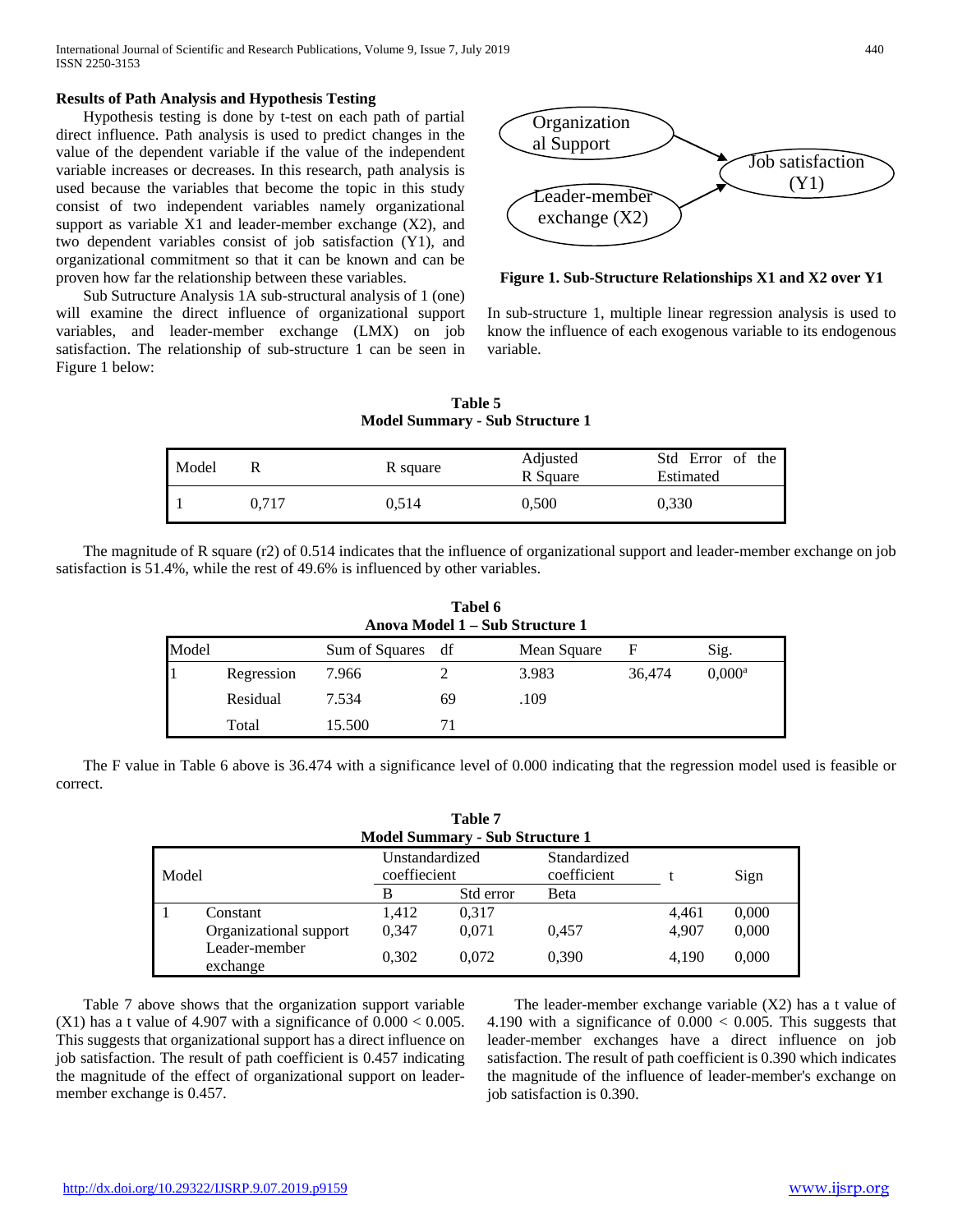**Results of Path Analysis and Hypothesis Testing**

Hypothesis testing is done by t-test on each path of partial direct influence. Path analysis is used to predict changes in the value of the dependent variable if the value of the independent variable increases or decreases. In this research, path analysis is used because the variables that become the topic in this study consist of two independent variables namely organizational support as variable X1 and leader-member exchange (X2), and two dependent variables consist of job satisfaction (Y1), and organizational commitment so that it can be known and can be proven how far the relationship between these variables.

Sub Sutructure Analysis 1A sub-structural analysis of 1 (one) will examine the direct influence of organizational support variables, and leader-member exchange (LMX) on job satisfaction. The relationship of sub-structure 1 can be seen in Figure 1 below:

**Figure 1. Sub-Structure Relationships X1 and X2 over Y1**

In sub-structure 1, multiple linear regression analysis is used to know the influence of each exogenous variable to its endogenous variable.

**Table 5**
**Model Summary - Sub Structure 1**

| Model | R | R square | Adjusted R Square | Std Error of the Estimated |
|---|---|---|---|---|
| 1 | 0,717 | 0,514 | 0,500 | 0,330 |

The magnitude of R square (r2) of 0.514 indicates that the influence of organizational support and leader-member exchange on job satisfaction is 51.4%, while the rest of 49.6% is influenced by other variables.

**Tabel 6**
**Anova Model 1 – Sub Structure 1**

| Model | | Sum of Squares | df | Mean Square | F | Sig. |
|---|---|---|---|---|---|---|
| 1 | Regression | 7.966 | 2 | 3.983 | 36,474 | 0,000[a] |
| | Residual | 7.534 | 69 | .109 | | |
| | Total | 15.500 | 71 | | | |

The F value in Table 6 above is 36.474 with a significance level of 0.000 indicating that the regression model used is feasible or correct.

**Table 7**
**Model Summary - Sub Structure 1**

| Model | | Unstandardized coeffiecient | | Standardized coefficient | t | Sign |
|---|---|---|---|---|---|---|
| | | B | Std error | Beta | | |
| 1 | Constant | 1,412 | 0,317 | | 4,461 | 0,000 |
| | Organizational support | 0,347 | 0,071 | 0,457 | 4,907 | 0,000 |
| | Leader-member exchange | 0,302 | 0,072 | 0,390 | 4,190 | 0,000 |

Table 7 above shows that the organization support variable (X1) has a t value of 4.907 with a significance of 0.000 < 0.005. This suggests that organizational support has a direct influence on job satisfaction. The result of path coefficient is 0.457 indicating the magnitude of the effect of organizational support on leader-member exchange is 0.457.

The leader-member exchange variable (X2) has a t value of 4.190 with a significance of 0.000 < 0.005. This suggests that leader-member exchanges have a direct influence on job satisfaction. The result of path coefficient is 0.390 which indicates the magnitude of the influence of leader-member's exchange on job satisfaction is 0.390.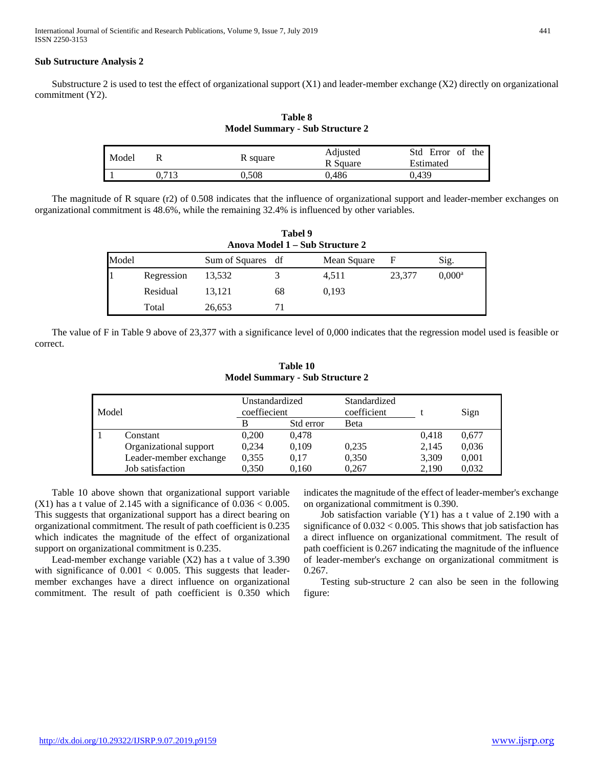**Sub Sutructure Analysis 2**

Substructure 2 is used to test the effect of organizational support (X1) and leader-member exchange (X2) directly on organizational commitment (Y2).

**Table 8**
**Model Summary - Sub Structure 2**

| Model | R | R square | Adjusted R Square | Std Error of the Estimated |
|---|---|---|---|---|
| 1 | 0,713 | 0,508 | 0,486 | 0,439 |

The magnitude of R square (r2) of 0.508 indicates that the influence of organizational support and leader-member exchanges on organizational commitment is 48.6%, while the remaining 32.4% is influenced by other variables.

**Tabel 9**
**Anova Model 1 – Sub Structure 2**

| Model | | Sum of Squares | df | Mean Square | F | Sig. |
|---|---|---|---|---|---|---|
| 1 | Regression | 13,532 | 3 | 4,511 | 23,377 | 0,000[a] |
| | Residual | 13,121 | 68 | 0,193 | | |
| | Total | 26,653 | 71 | | | |

The value of F in Table 9 above of 23,377 with a significance level of 0,000 indicates that the regression model used is feasible or correct.

**Table 10**
**Model Summary - Sub Structure 2**

| Model | | Unstandardized coeffiecient | | Standardized coefficient | t | Sign |
|---|---|---|---|---|---|---|
| | | B | Std error | Beta | | |
| 1 | Constant | 0,200 | 0,478 | | 0,418 | 0,677 |
| | Organizational support | 0,234 | 0,109 | 0,235 | 2,145 | 0,036 |
| | Leader-member exchange | 0,355 | 0,17 | 0,350 | 3,309 | 0,001 |
| | Job satisfaction | 0,350 | 0,160 | 0,267 | 2,190 | 0,032 |

Table 10 above shown that organizational support variable (X1) has a t value of 2.145 with a significance of 0.036 < 0.005. This suggests that organizational support has a direct bearing on organizational commitment. The result of path coefficient is 0.235 which indicates the magnitude of the effect of organizational support on organizational commitment is 0.235.

Lead-member exchange variable (X2) has a t value of 3.390 with significance of 0.001 < 0.005. This suggests that leader-member exchanges have a direct influence on organizational commitment. The result of path coefficient is 0.350 which indicates the magnitude of the effect of leader-member's exchange on organizational commitment is 0.390.

Job satisfaction variable (Y1) has a t value of 2.190 with a significance of 0.032 < 0.005. This shows that job satisfaction has a direct influence on organizational commitment. The result of path coefficient is 0.267 indicating the magnitude of the influence of leader-member's exchange on organizational commitment is 0.267.

Testing sub-structure 2 can also be seen in the following figure: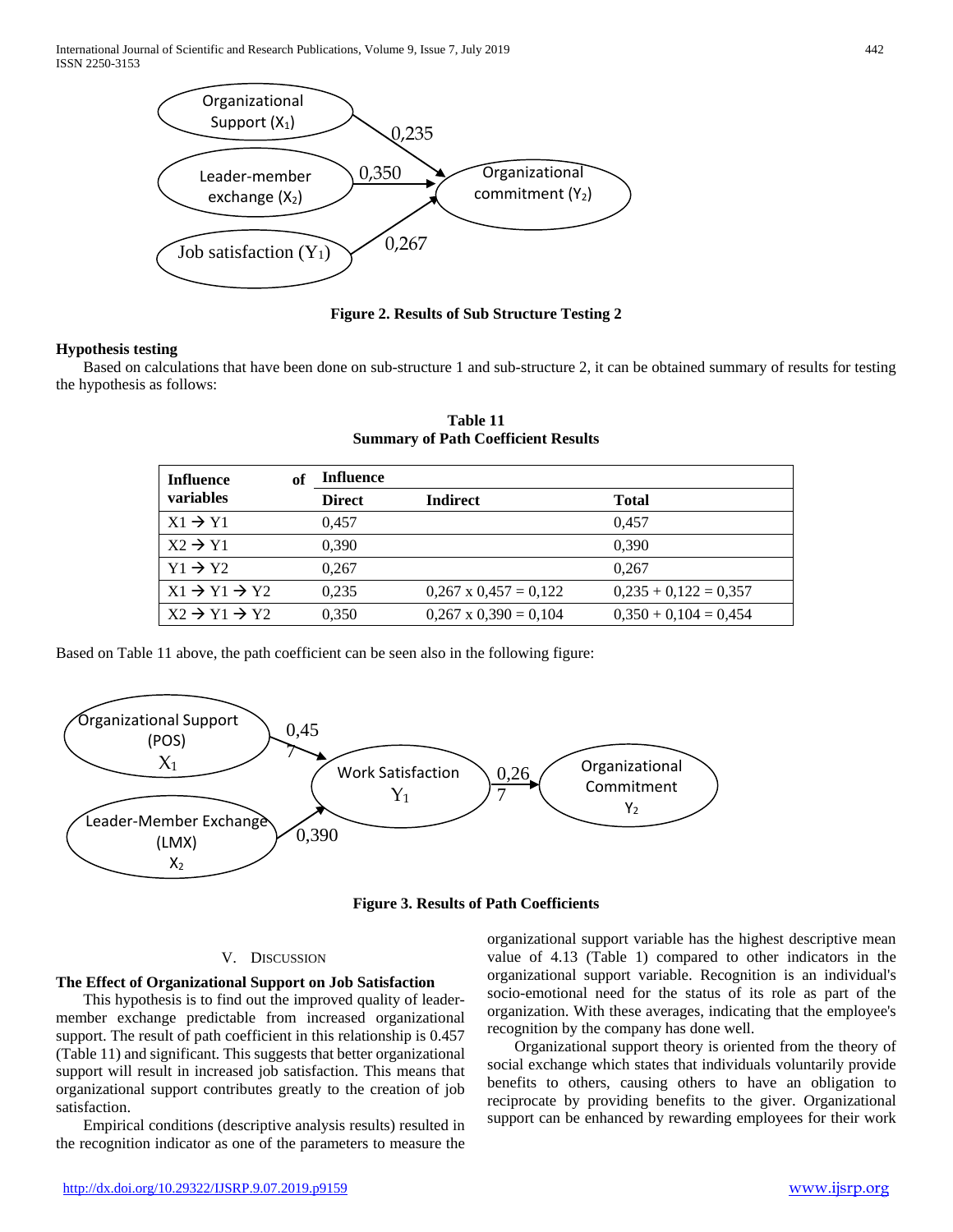Organizational Support ($X_1$) → Organizational commitment ($Y_2$): 0,235

Leader-member exchange ($X_2$) → Organizational commitment ($Y_2$): 0,350

Job satisfaction ($Y_1$) → Organizational commitment ($Y_2$): 0,267

**Figure 2. Results of Sub Structure Testing 2**

**Hypothesis testing**

Based on calculations that have been done on sub-structure 1 and sub-structure 2, it can be obtained summary of results for testing the hypothesis as follows:

**Table 11**
**Summary of Path Coefficient Results**

| Influence of variables | Influence | | |
|---|---|---|---|
| | **Direct** | **Indirect** | **Total** |
| X1 → Y1 | 0,457 | | 0,457 |
| X2 → Y1 | 0,390 | | 0,390 |
| Y1 → Y2 | 0,267 | | 0,267 |
| X1 → Y1 → Y2 | 0,235 | 0,267 x 0,457 = 0,122 | 0,235 + 0,122 = 0,357 |
| X2 → Y1 → Y2 | 0,350 | 0,267 x 0,390 = 0,104 | 0,350 + 0,104 = 0,454 |

Based on Table 11 above, the path coefficient can be seen also in the following figure:

Organizational Support (POS) $X_1$ → Work Satisfaction $Y_1$: 0,457

Leader-Member Exchange (LMX) $X_2$ → Work Satisfaction $Y_1$: 0,390

Work Satisfaction $Y_1$ → Organizational Commitment $Y_2$: 0,267

**Figure 3. Results of Path Coefficients**

## V. Discussion

### The Effect of Organizational Support on Job Satisfaction

This hypothesis is to find out the improved quality of leader-member exchange predictable from increased organizational support. The result of path coefficient in this relationship is 0.457 (Table 11) and significant. This suggests that better organizational support will result in increased job satisfaction. This means that organizational support contributes greatly to the creation of job satisfaction.

Empirical conditions (descriptive analysis results) resulted in the recognition indicator as one of the parameters to measure the organizational support variable has the highest descriptive mean value of 4.13 (Table 1) compared to other indicators in the organizational support variable. Recognition is an individual's socio-emotional need for the status of its role as part of the organization. With these averages, indicating that the employee's recognition by the company has done well.

Organizational support theory is oriented from the theory of social exchange which states that individuals voluntarily provide benefits to others, causing others to have an obligation to reciprocate by providing benefits to the giver. Organizational support can be enhanced by rewarding employees for their work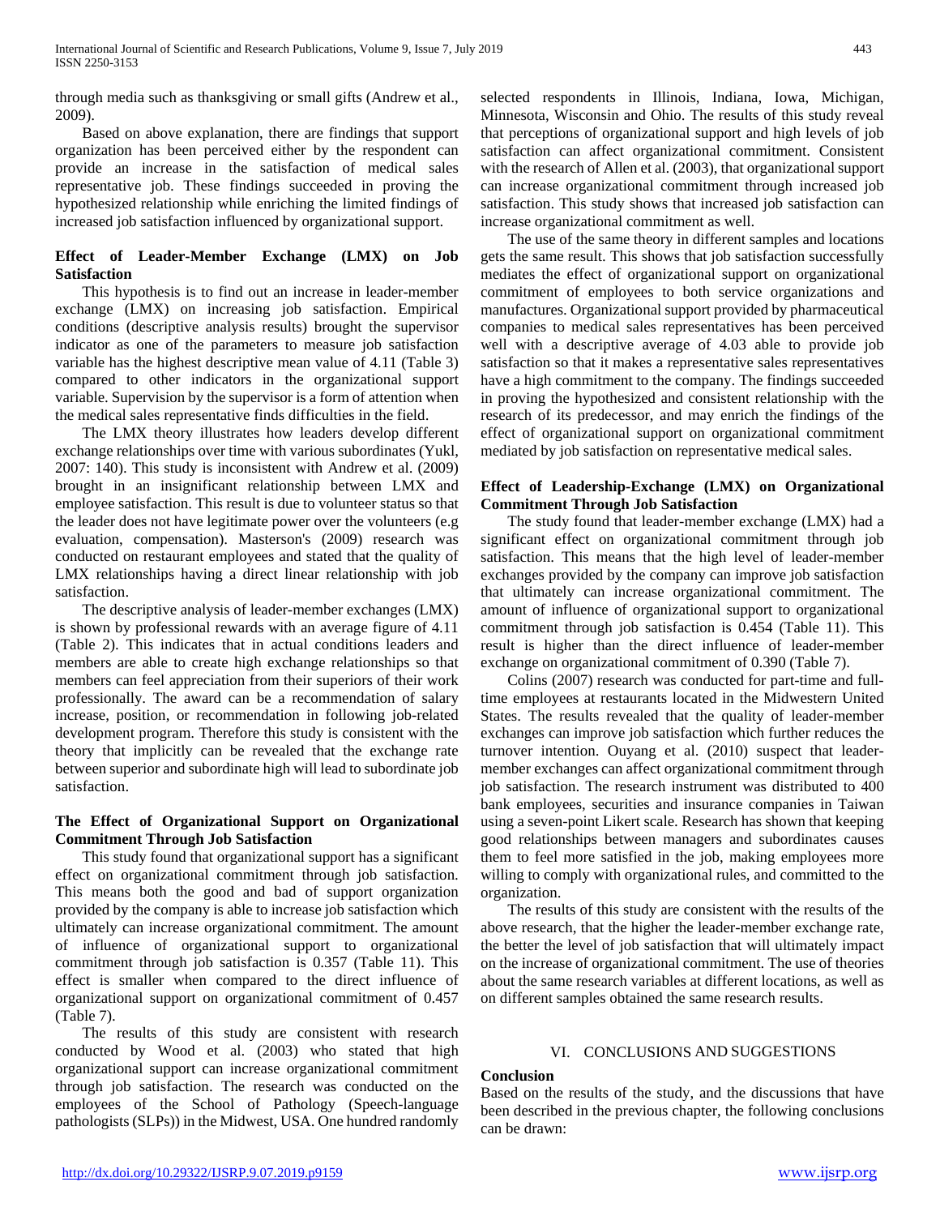through media such as thanksgiving or small gifts (Andrew et al., 2009).

Based on above explanation, there are findings that support organization has been perceived either by the respondent can provide an increase in the satisfaction of medical sales representative job. These findings succeeded in proving the hypothesized relationship while enriching the limited findings of increased job satisfaction influenced by organizational support.

**Effect of Leader-Member Exchange (LMX) on Job Satisfaction**

This hypothesis is to find out an increase in leader-member exchange (LMX) on increasing job satisfaction. Empirical conditions (descriptive analysis results) brought the supervisor indicator as one of the parameters to measure job satisfaction variable has the highest descriptive mean value of 4.11 (Table 3) compared to other indicators in the organizational support variable. Supervision by the supervisor is a form of attention when the medical sales representative finds difficulties in the field.

The LMX theory illustrates how leaders develop different exchange relationships over time with various subordinates (Yukl, 2007: 140). This study is inconsistent with Andrew et al. (2009) brought in an insignificant relationship between LMX and employee satisfaction. This result is due to volunteer status so that the leader does not have legitimate power over the volunteers (e.g evaluation, compensation). Masterson's (2009) research was conducted on restaurant employees and stated that the quality of LMX relationships having a direct linear relationship with job satisfaction.

The descriptive analysis of leader-member exchanges (LMX) is shown by professional rewards with an average figure of 4.11 (Table 2). This indicates that in actual conditions leaders and members are able to create high exchange relationships so that members can feel appreciation from their superiors of their work professionally. The award can be a recommendation of salary increase, position, or recommendation in following job-related development program. Therefore this study is consistent with the theory that implicitly can be revealed that the exchange rate between superior and subordinate high will lead to subordinate job satisfaction.

**The Effect of Organizational Support on Organizational Commitment Through Job Satisfaction**

This study found that organizational support has a significant effect on organizational commitment through job satisfaction. This means both the good and bad of support organization provided by the company is able to increase job satisfaction which ultimately can increase organizational commitment. The amount of influence of organizational support to organizational commitment through job satisfaction is 0.357 (Table 11). This effect is smaller when compared to the direct influence of organizational support on organizational commitment of 0.457 (Table 7).

The results of this study are consistent with research conducted by Wood et al. (2003) who stated that high organizational support can increase organizational commitment through job satisfaction. The research was conducted on the employees of the School of Pathology (Speech-language pathologists (SLPs)) in the Midwest, USA. One hundred randomly selected respondents in Illinois, Indiana, Iowa, Michigan, Minnesota, Wisconsin and Ohio. The results of this study reveal that perceptions of organizational support and high levels of job satisfaction can affect organizational commitment. Consistent with the research of Allen et al. (2003), that organizational support can increase organizational commitment through increased job satisfaction. This study shows that increased job satisfaction can increase organizational commitment as well.

The use of the same theory in different samples and locations gets the same result. This shows that job satisfaction successfully mediates the effect of organizational support on organizational commitment of employees to both service organizations and manufactures. Organizational support provided by pharmaceutical companies to medical sales representatives has been perceived well with a descriptive average of 4.03 able to provide job satisfaction so that it makes a representative sales representatives have a high commitment to the company. The findings succeeded in proving the hypothesized and consistent relationship with the research of its predecessor, and may enrich the findings of the effect of organizational support on organizational commitment mediated by job satisfaction on representative medical sales.

**Effect of Leadership-Exchange (LMX) on Organizational Commitment Through Job Satisfaction**

The study found that leader-member exchange (LMX) had a significant effect on organizational commitment through job satisfaction. This means that the high level of leader-member exchanges provided by the company can improve job satisfaction that ultimately can increase organizational commitment. The amount of influence of organizational support to organizational commitment through job satisfaction is 0.454 (Table 11). This result is higher than the direct influence of leader-member exchange on organizational commitment of 0.390 (Table 7).

Colins (2007) research was conducted for part-time and full-time employees at restaurants located in the Midwestern United States. The results revealed that the quality of leader-member exchanges can improve job satisfaction which further reduces the turnover intention. Ouyang et al. (2010) suspect that leader-member exchanges can affect organizational commitment through job satisfaction. The research instrument was distributed to 400 bank employees, securities and insurance companies in Taiwan using a seven-point Likert scale. Research has shown that keeping good relationships between managers and subordinates causes them to feel more satisfied in the job, making employees more willing to comply with organizational rules, and committed to the organization.

The results of this study are consistent with the results of the above research, that the higher the leader-member exchange rate, the better the level of job satisfaction that will ultimately impact on the increase of organizational commitment. The use of theories about the same research variables at different locations, as well as on different samples obtained the same research results.

## VI. CONCLUSIONS AND SUGGESTIONS

**Conclusion**

Based on the results of the study, and the discussions that have been described in the previous chapter, the following conclusions can be drawn: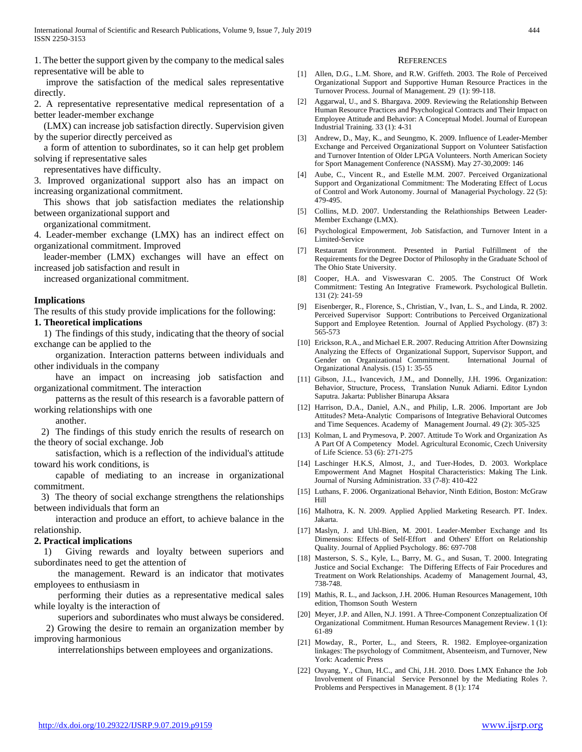1. The better the support given by the company to the medical sales representative will be able to improve the satisfaction of the medical sales representative directly.

2. A representative representative medical representation of a better leader-member exchange (LMX) can increase job satisfaction directly. Supervision given by the superior directly perceived as a form of attention to subordinates, so it can help get problem solving if representative sales representatives have difficulty.

3. Improved organizational support also has an impact on increasing organizational commitment. This shows that job satisfaction mediates the relationship between organizational support and organizational commitment.

4. Leader-member exchange (LMX) has an indirect effect on organizational commitment. Improved leader-member (LMX) exchanges will have an effect on increased job satisfaction and result in increased organizational commitment.

**Implications**

The results of this study provide implications for the following:

**1. Theoretical implications**

1) The findings of this study, indicating that the theory of social exchange can be applied to the organization. Interaction patterns between individuals and other individuals in the company have an impact on increasing job satisfaction and organizational commitment. The interaction patterns as the result of this research is a favorable pattern of working relationships with one another.

2) The findings of this study enrich the results of research on the theory of social exchange. Job satisfaction, which is a reflection of the individual's attitude toward his work conditions, is capable of mediating to an increase in organizational commitment.

3) The theory of social exchange strengthens the relationships between individuals that form an interaction and produce an effort, to achieve balance in the relationship.

**2. Practical implications**

1) Giving rewards and loyalty between superiors and subordinates need to get the attention of the management. Reward is an indicator that motivates employees to enthusiasm in performing their duties as a representative medical sales while loyalty is the interaction of superiors and subordinates who must always be considered.

2) Growing the desire to remain an organization member by improving harmonious interrelationships between employees and organizations.

## References

[1] Allen, D.G., L.M. Shore, and R.W. Griffeth. 2003. The Role of Perceived Organizational Support and Supportive Human Resource Practices in the Turnover Process. Journal of Management. 29 (1): 99-118.

[2] Aggarwal, U., and S. Bhargava. 2009. Reviewing the Relationship Between Human Resource Practices and Psychological Contracts and Their Impact on Employee Attitude and Behavior: A Conceptual Model. Journal of European Industrial Training. 33 (1): 4-31

[3] Andrew, D., May, K., and Seungmo, K. 2009. Influence of Leader-Member Exchange and Perceived Organizational Support on Volunteer Satisfaction and Turnover Intention of Older LPGA Volunteers. North American Society for Sport Management Conference (NASSM). May 27-30,2009: 146

[4] Aube, C., Vincent R., and Estelle M.M. 2007. Perceived Organizational Support and Organizational Commitment: The Moderating Effect of Locus of Control and Work Autonomy. Journal of Managerial Psychology. 22 (5): 479-495.

[5] Collins, M.D. 2007. Understanding the Relathionships Between Leader-Member Exchange (LMX).

[6] Psychological Empowerment, Job Satisfaction, and Turnover Intent in a Limited-Service

[7] Restaurant Environment. Presented in Partial Fulfillment of the Requirements for the Degree Doctor of Philosophy in the Graduate School of The Ohio State University.

[8] Cooper, H.A. and Viswesvaran C. 2005. The Construct Of Work Commitment: Testing An Integrative Framework. Psychological Bulletin. 131 (2): 241-59

[9] Eisenberger, R., Florence, S., Christian, V., Ivan, L. S., and Linda, R. 2002. Perceived Supervisor Support: Contributions to Perceived Organizational Support and Employee Retention. Journal of Applied Psychology. (87) 3: 565-573

[10] Erickson, R.A., and Michael E.R. 2007. Reducing Attrition After Downsizing Analyzing the Effects of Organizational Support, Supervisor Support, and Gender on Organizational Commitment. International Journal of Organizational Analysis. (15) 1: 35-55

[11] Gibson, J.L., Ivancevich, J.M., and Donnelly, J.H. 1996. Organization: Behavior, Structure, Process, Translation Nunuk Adiarni. Editor Lyndon Saputra. Jakarta: Publisher Binarupa Aksara

[12] Harrison, D.A., Daniel, A.N., and Philip, L.R. 2006. Important are Job Attitudes? Meta-Analytic Comparisons of Integrative Behavioral Outcomes and Time Sequences. Academy of Management Journal. 49 (2): 305-325

[13] Kolman, L and Prymesova, P. 2007. Attitude To Work and Organization As A Part Of A Competency Model. Agricultural Economic, Czech University of Life Science. 53 (6): 271-275

[14] Laschinger H.K.S, Almost, J., and Tuer-Hodes, D. 2003. Workplace Empowerment And Magnet Hospital Characteristics: Making The Link. Journal of Nursing Administration. 33 (7-8): 410-422

[15] Luthans, F. 2006. Organizational Behavior, Ninth Edition, Boston: McGraw Hill

[16] Malhotra, K. N. 2009. Applied Applied Marketing Research. PT. Index. Jakarta.

[17] Maslyn, J. and Uhl-Bien, M. 2001. Leader-Member Exchange and Its Dimensions: Effects of Self-Effort and Others' Effort on Relationship Quality. Journal of Applied Psychology. 86: 697-708

[18] Masterson, S. S., Kyle, L., Barry, M. G., and Susan, T. 2000. Integrating Justice and Social Exchange: The Differing Effects of Fair Procedures and Treatment on Work Relationships. Academy of Management Journal, 43, 738-748.

[19] Mathis, R. L., and Jackson, J.H. 2006. Human Resources Management, 10th edition, Thomson South Western

[20] Meyer, J.P. and Allen, N.J. 1991. A Three-Component Conzeptualization Of Organizational Commitment. Human Resources Management Review. 1 (1): 61-89

[21] Mowday, R., Porter, L., and Steers, R. 1982. Employee-organization linkages: The psychology of Commitment, Absenteeism, and Turnover, New York: Academic Press

[22] Ouyang, Y., Chun, H.C., and Chi, J.H. 2010. Does LMX Enhance the Job Involvement of Financial Service Personnel by the Mediating Roles ?. Problems and Perspectives in Management. 8 (1): 174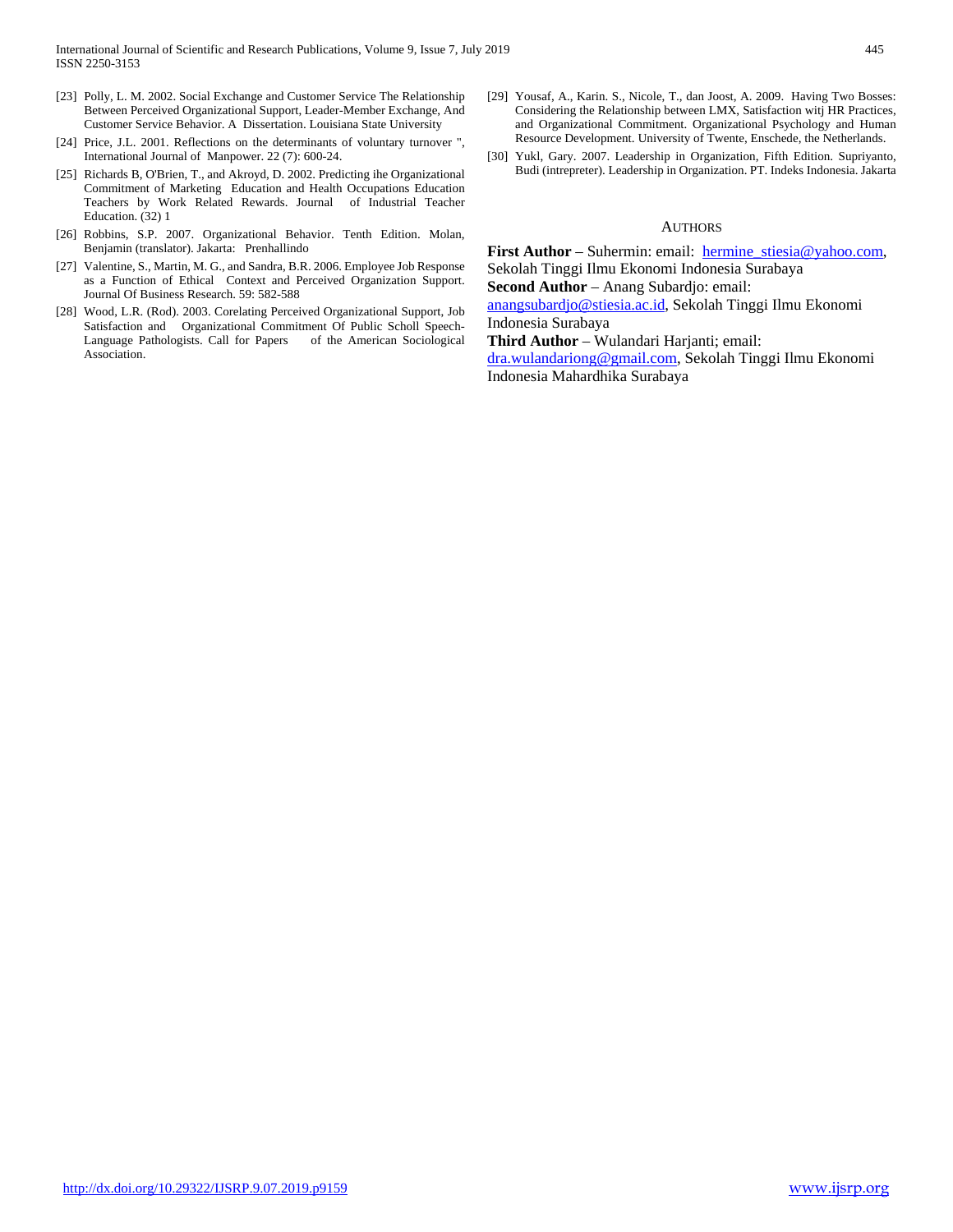[23] Polly, L. M. 2002. Social Exchange and Customer Service The Relationship Between Perceived Organizational Support, Leader-Member Exchange, And Customer Service Behavior. A Dissertation. Louisiana State University

[24] Price, J.L. 2001. Reflections on the determinants of voluntary turnover ", International Journal of Manpower. 22 (7): 600-24.

[25] Richards B, O'Brien, T., and Akroyd, D. 2002. Predicting ihe Organizational Commitment of Marketing Education and Health Occupations Education Teachers by Work Related Rewards. Journal of Industrial Teacher Education. (32) 1

[26] Robbins, S.P. 2007. Organizational Behavior. Tenth Edition. Molan, Benjamin (translator). Jakarta: Prenhallindo

[27] Valentine, S., Martin, M. G., and Sandra, B.R. 2006. Employee Job Response as a Function of Ethical Context and Perceived Organization Support. Journal Of Business Research. 59: 582-588

[28] Wood, L.R. (Rod). 2003. Corelating Perceived Organizational Support, Job Satisfaction and Organizational Commitment Of Public Scholl Speech-Language Pathologists. Call for Papers of the American Sociological Association.

[29] Yousaf, A., Karin. S., Nicole, T., dan Joost, A. 2009. Having Two Bosses: Considering the Relationship between LMX, Satisfaction witj HR Practices, and Organizational Commitment. Organizational Psychology and Human Resource Development. University of Twente, Enschede, the Netherlands.

[30] Yukl, Gary. 2007. Leadership in Organization, Fifth Edition. Supriyanto, Budi (intrepreter). Leadership in Organization. PT. Indeks Indonesia. Jakarta

## AUTHORS

**First Author** – Suhermin: email: hermine_stiesia@yahoo.com, Sekolah Tinggi Ilmu Ekonomi Indonesia Surabaya

**Second Author** – Anang Subardjo: email: anangsubardjo@stiesia.ac.id, Sekolah Tinggi Ilmu Ekonomi Indonesia Surabaya

**Third Author** – Wulandari Harjanti; email: dra.wulandariong@gmail.com, Sekolah Tinggi Ilmu Ekonomi Indonesia Mahardhika Surabaya